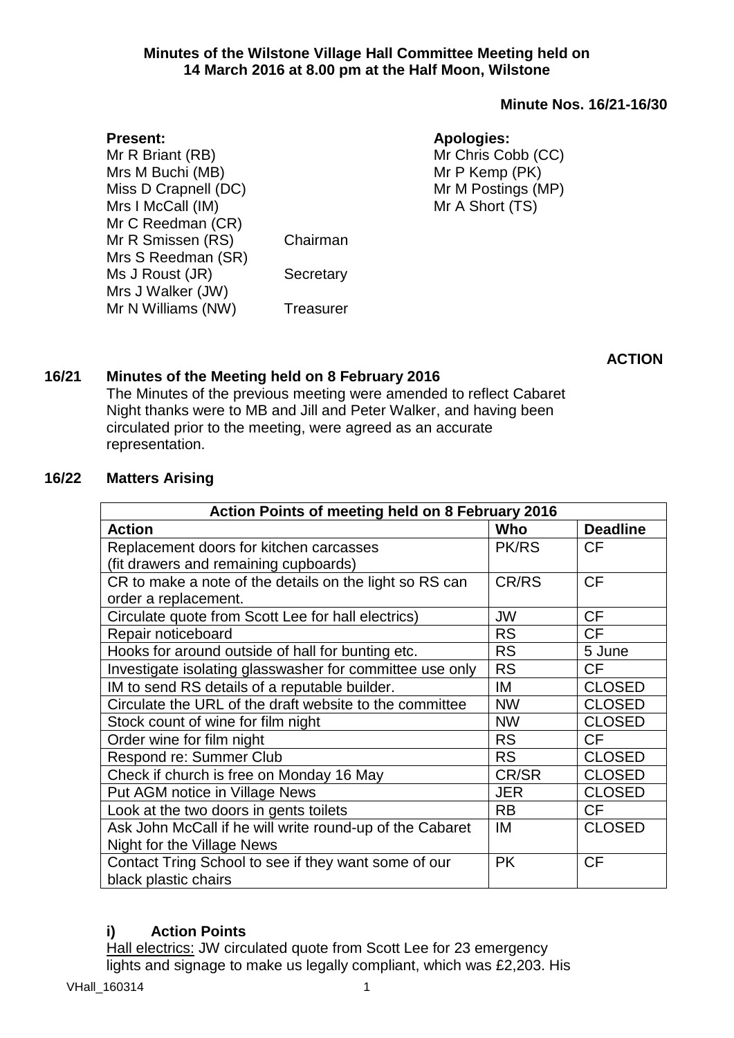**Minutes of the Wilstone Village Hall Committee Meeting held on 14 March 2016 at 8.00 pm at the Half Moon, Wilstone**

**Minute Nos. 16/21-16/30**

**Present:**
Mr R Briant (RB)
Mrs M Buchi (MB)
Miss D Crapnell (DC)
Mrs I McCall (IM)
Mr C Reedman (CR)
Mr R Smissen (RS) Chairman
Mrs S Reedman (SR)
Ms J Roust (JR) Secretary
Mrs J Walker (JW)
Mr N Williams (NW) Treasurer

**Apologies:**
Mr Chris Cobb (CC)
Mr P Kemp (PK)
Mr M Postings (MP)
Mr A Short (TS)

**ACTION**

**16/21 Minutes of the Meeting held on 8 February 2016**

The Minutes of the previous meeting were amended to reflect Cabaret Night thanks were to MB and Jill and Peter Walker, and having been circulated prior to the meeting, were agreed as an accurate representation.

**16/22 Matters Arising**

| Action Points of meeting held on 8 February 2016 | | |
|---|---|---|
| **Action** | **Who** | **Deadline** |
| Replacement doors for kitchen carcasses (fit drawers and remaining cupboards) | PK/RS | CF |
| CR to make a note of the details on the light so RS can order a replacement. | CR/RS | CF |
| Circulate quote from Scott Lee for hall electrics) | JW | CF |
| Repair noticeboard | RS | CF |
| Hooks for around outside of hall for bunting etc. | RS | 5 June |
| Investigate isolating glasswasher for committee use only | RS | CF |
| IM to send RS details of a reputable builder. | IM | CLOSED |
| Circulate the URL of the draft website to the committee | NW | CLOSED |
| Stock count of wine for film night | NW | CLOSED |
| Order wine for film night | RS | CF |
| Respond re: Summer Club | RS | CLOSED |
| Check if church is free on Monday 16 May | CR/SR | CLOSED |
| Put AGM notice in Village News | JER | CLOSED |
| Look at the two doors in gents toilets | RB | CF |
| Ask John McCall if he will write round-up of the Cabaret Night for the Village News | IM | CLOSED |
| Contact Tring School to see if they want some of our black plastic chairs | PK | CF |

**i) Action Points**

Hall electrics: JW circulated quote from Scott Lee for 23 emergency lights and signage to make us legally compliant, which was £2,203. His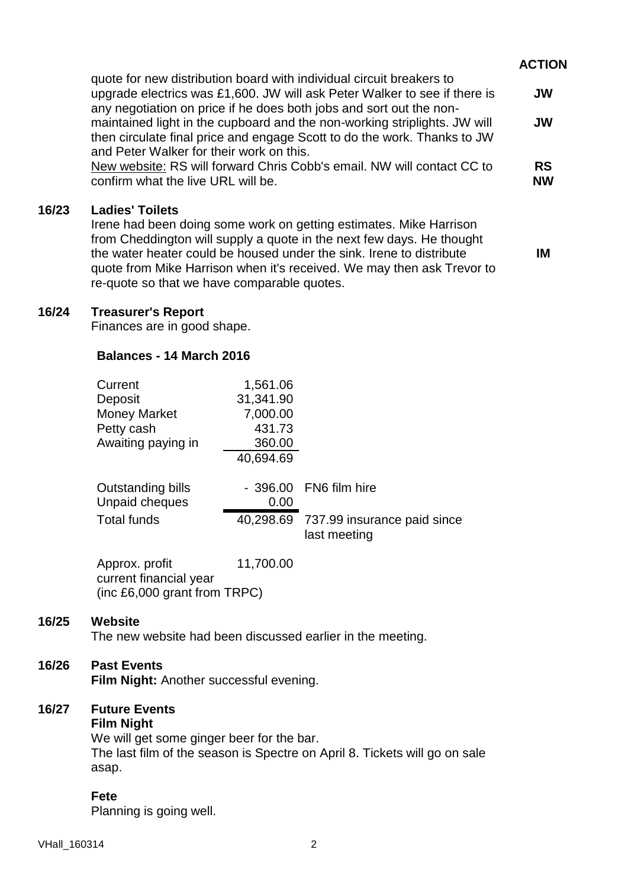**ACTION**

quote for new distribution board with individual circuit breakers to upgrade electrics was £1,600. JW will ask Peter Walker to see if there is any negotiation on price if he does both jobs and sort out the non-maintained light in the cupboard and the non-working striplights. JW will then circulate final price and engage Scott to do the work. Thanks to JW and Peter Walker for their work on this. **JW** **JW**

New website: RS will forward Chris Cobb's email. NW will contact CC to confirm what the live URL will be. **RS** **NW**

## 16/23 Ladies' Toilets

Irene had been doing some work on getting estimates. Mike Harrison from Cheddington will supply a quote in the next few days. He thought the water heater could be housed under the sink. Irene to distribute quote from Mike Harrison when it's received. We may then ask Trevor to re-quote so that we have comparable quotes. **IM**

## 16/24 Treasurer's Report

Finances are in good shape.

**Balances - 14 March 2016**

| | | |
|---|---|---|
| Current | 1,561.06 | |
| Deposit | 31,341.90 | |
| Money Market | 7,000.00 | |
| Petty cash | 431.73 | |
| Awaiting paying in | 360.00 | |
| | 40,694.69 | |
| Outstanding bills | - 396.00 | FN6 film hire |
| Unpaid cheques | 0.00 | |
| Total funds | 40,298.69 | 737.99 insurance paid since last meeting |
| Approx. profit current financial year (inc £6,000 grant from TRPC) | 11,700.00 | |

## 16/25 Website

The new website had been discussed earlier in the meeting.

## 16/26 Past Events

**Film Night:** Another successful evening.

## 16/27 Future Events

**Film Night**

We will get some ginger beer for the bar.
The last film of the season is Spectre on April 8. Tickets will go on sale asap.

**Fete**

Planning is going well.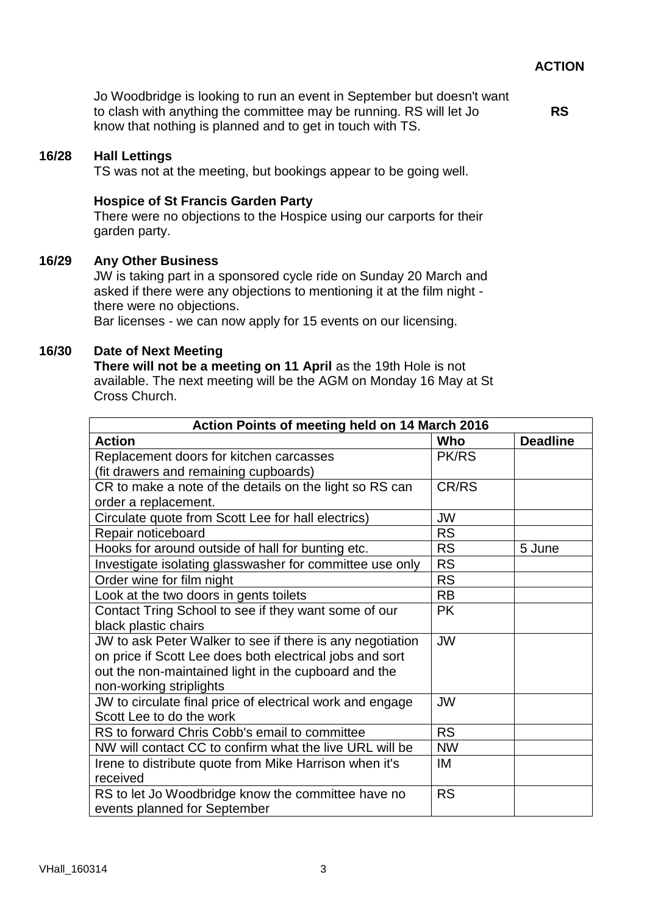**ACTION**

Jo Woodbridge is looking to run an event in September but doesn't want to clash with anything the committee may be running. RS will let Jo know that nothing is planned and to get in touch with TS. **RS**

**16/28 Hall Lettings**

TS was not at the meeting, but bookings appear to be going well.

**Hospice of St Francis Garden Party**

There were no objections to the Hospice using our carports for their garden party.

**16/29 Any Other Business**

JW is taking part in a sponsored cycle ride on Sunday 20 March and asked if there were any objections to mentioning it at the film night - there were no objections.

Bar licenses - we can now apply for 15 events on our licensing.

**16/30 Date of Next Meeting**

**There will not be a meeting on 11 April** as the 19th Hole is not available. The next meeting will be the AGM on Monday 16 May at St Cross Church.

| Action Points of meeting held on 14 March 2016 | | |
|---|---|---|
| **Action** | **Who** | **Deadline** |
| Replacement doors for kitchen carcasses (fit drawers and remaining cupboards) | PK/RS | |
| CR to make a note of the details on the light so RS can order a replacement. | CR/RS | |
| Circulate quote from Scott Lee for hall electrics) | JW | |
| Repair noticeboard | RS | |
| Hooks for around outside of hall for bunting etc. | RS | 5 June |
| Investigate isolating glasswasher for committee use only | RS | |
| Order wine for film night | RS | |
| Look at the two doors in gents toilets | RB | |
| Contact Tring School to see if they want some of our black plastic chairs | PK | |
| JW to ask Peter Walker to see if there is any negotiation on price if Scott Lee does both electrical jobs and sort out the non-maintained light in the cupboard and the non-working striplights | JW | |
| JW to circulate final price of electrical work and engage Scott Lee to do the work | JW | |
| RS to forward Chris Cobb's email to committee | RS | |
| NW will contact CC to confirm what the live URL will be | NW | |
| Irene to distribute quote from Mike Harrison when it's received | IM | |
| RS to let Jo Woodbridge know the committee have no events planned for September | RS | |